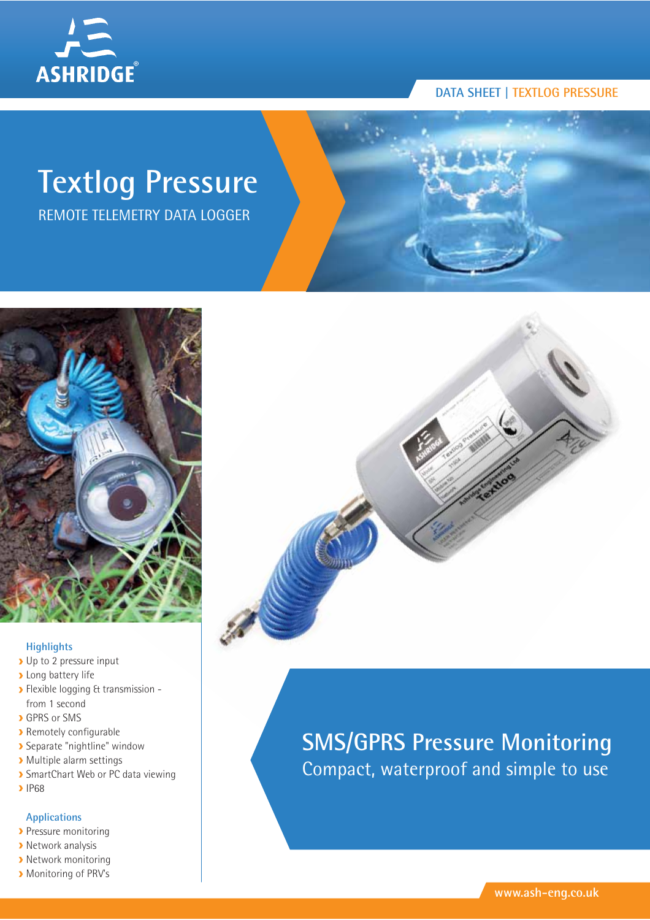ASHRIDGE®

DATA SHEET | TEXTLOG PRESSURE

# Textlog Pressure

REMOTE TELEMETRY DATA LOGGER

### Highlights

- Up to 2 pressure input
- Long battery life
- Flexible logging & transmission - from 1 second
- GPRS or SMS
- Remotely configurable
- Separate "nightline" window
- Multiple alarm settings
- SmartChart Web or PC data viewing
- IP68

### Applications

- Pressure monitoring
- Network analysis
- Network monitoring
- Monitoring of PRV's

## SMS/GPRS Pressure Monitoring

Compact, waterproof and simple to use

www.ash-eng.co.uk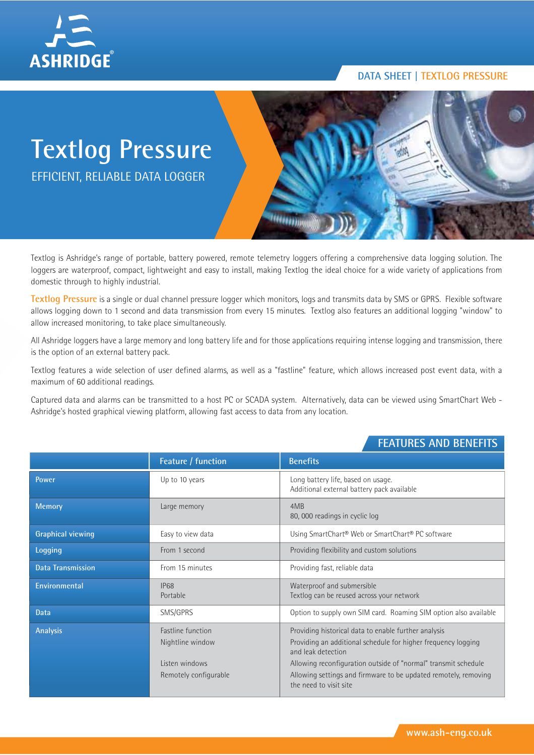DATA SHEET | TEXTLOG PRESSURE

# Textlog Pressure

EFFICIENT, RELIABLE DATA LOGGER

Textlog is Ashridge's range of portable, battery powered, remote telemetry loggers offering a comprehensive data logging solution. The loggers are waterproof, compact, lightweight and easy to install, making Textlog the ideal choice for a wide variety of applications from domestic through to highly industrial.

**Textlog Pressure** is a single or dual channel pressure logger which monitors, logs and transmits data by SMS or GPRS. Flexible software allows logging down to 1 second and data transmission from every 15 minutes. Textlog also features an additional logging "window" to allow increased monitoring, to take place simultaneously.

All Ashridge loggers have a large memory and long battery life and for those applications requiring intense logging and transmission, there is the option of an external battery pack.

Textlog features a wide selection of user defined alarms, as well as a "fastline" feature, which allows increased post event data, with a maximum of 60 additional readings.

Captured data and alarms can be transmitted to a host PC or SCADA system. Alternatively, data can be viewed using SmartChart Web - Ashridge's hosted graphical viewing platform, allowing fast access to data from any location.

## FEATURES AND BENEFITS

| | Feature / function | Benefits |
|---|---|---|
| Power | Up to 10 years | Long battery life, based on usage.<br>Additional external battery pack available |
| Memory | Large memory | 4MB<br>80, 000 readings in cyclic log |
| Graphical viewing | Easy to view data | Using SmartChart® Web or SmartChart® PC software |
| Logging | From 1 second | Providing flexibility and custom solutions |
| Data Transmission | From 15 minutes | Providing fast, reliable data |
| Environmental | IP68<br>Portable | Waterproof and submersible<br>Textlog can be reused across your network |
| Data | SMS/GPRS | Option to supply own SIM card. Roaming SIM option also available |
| Analysis | Fastline function<br>Nightline window<br>Listen windows<br>Remotely configurable | Providing historical data to enable further analysis<br>Providing an additional schedule for higher frequency logging and leak detection<br>Allowing reconfiguration outside of "normal" transmit schedule<br>Allowing settings and firmware to be updated remotely, removing the need to visit site |

www.ash-eng.co.uk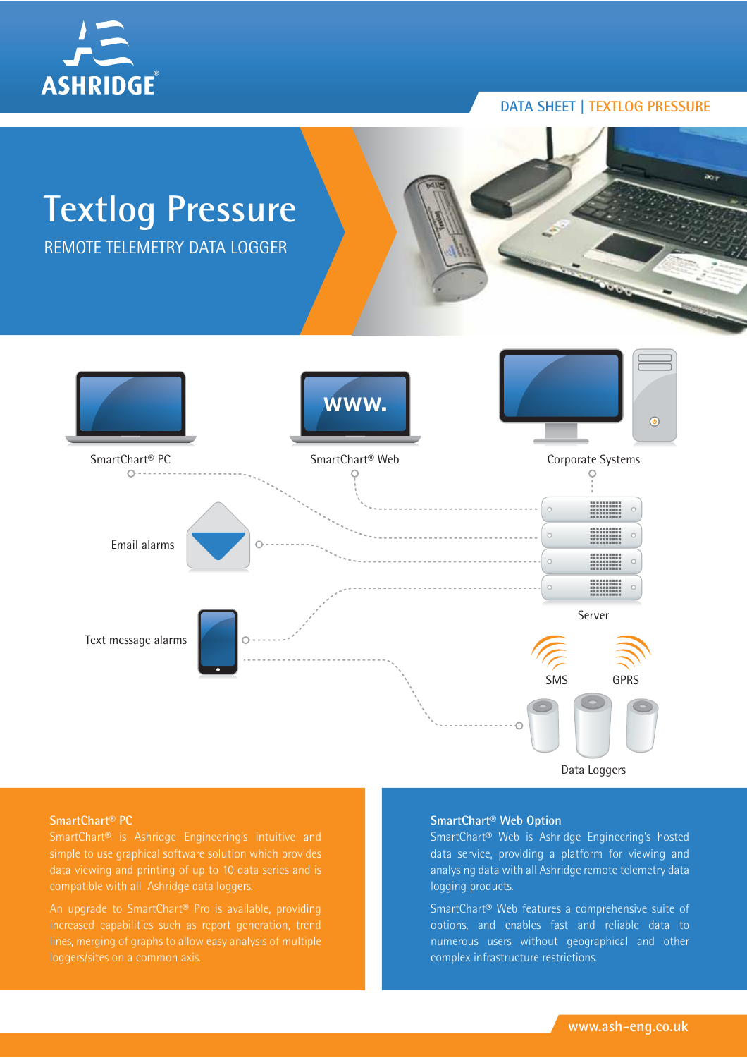DATA SHEET | TEXTLOG PRESSURE

# Textlog Pressure

REMOTE TELEMETRY DATA LOGGER

SmartChart® PC

SmartChart® Web

Corporate Systems

Email alarms

Server

Text message alarms

SMS

GPRS

Data Loggers

## SmartChart® PC

SmartChart® is Ashridge Engineering's intuitive and simple to use graphical software solution which provides data viewing and printing of up to 10 data series and is compatible with all Ashridge data loggers.

An upgrade to SmartChart® Pro is available, providing increased capabilities such as report generation, trend lines, merging of graphs to allow easy analysis of multiple loggers/sites on a common axis.

## SmartChart® Web Option

SmartChart® Web is Ashridge Engineering's hosted data service, providing a platform for viewing and analysing data with all Ashridge remote telemetry data logging products.

SmartChart® Web features a comprehensive suite of options, and enables fast and reliable data to numerous users without geographical and other complex infrastructure restrictions.

www.ash-eng.co.uk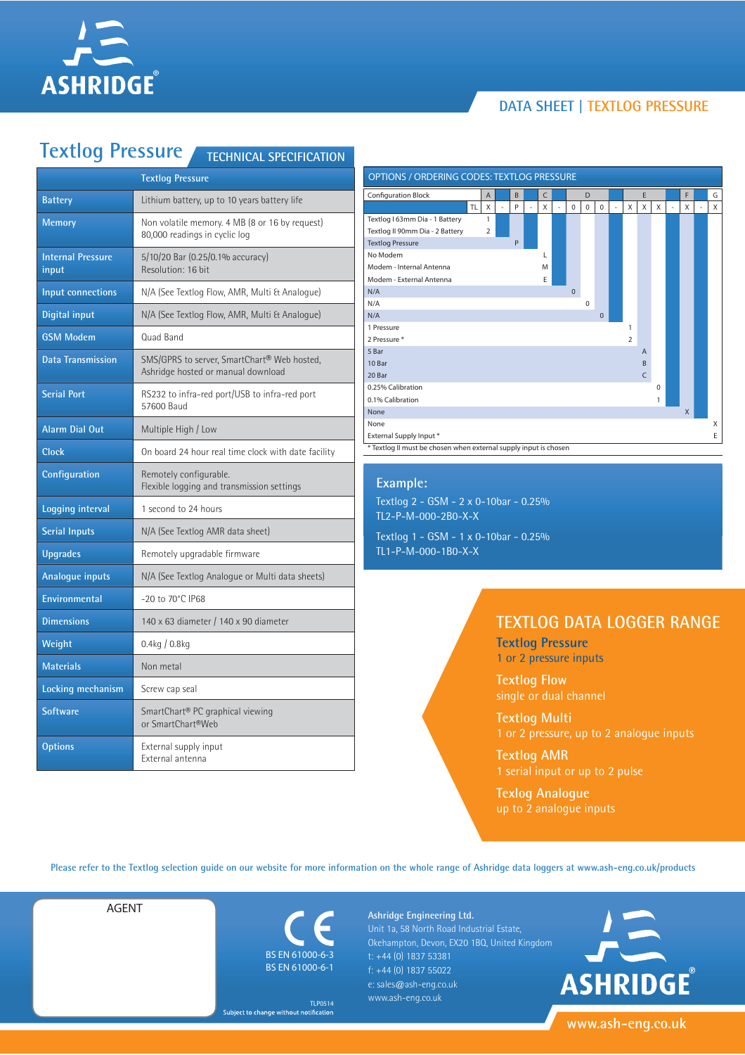# DATA SHEET | TEXTLOG PRESSURE

## Textlog Pressure — TECHNICAL SPECIFICATION

| | Textlog Pressure |
|---|---|
| Battery | Lithium battery, up to 10 years battery life |
| Memory | Non volatile memory. 4 MB (8 or 16 by request) 80,000 readings in cyclic log |
| Internal Pressure input | 5/10/20 Bar (0.25/0.1% accuracy) Resolution: 16 bit |
| Input connections | N/A (See Textlog Flow, AMR, Multi & Analogue) |
| Digital input | N/A (See Textlog Flow, AMR, Multi & Analogue) |
| GSM Modem | Quad Band |
| Data Transmission | SMS/GPRS to server, SmartChart® Web hosted, Ashridge hosted or manual download |
| Serial Port | RS232 to infra-red port/USB to infra-red port 57600 Baud |
| Alarm Dial Out | Multiple High / Low |
| Clock | On board 24 hour real time clock with date facility |
| Configuration | Remotely configurable. Flexible logging and transmission settings |
| Logging interval | 1 second to 24 hours |
| Serial Inputs | N/A (See Textlog AMR data sheet) |
| Upgrades | Remotely upgradable firmware |
| Analogue inputs | N/A (See Textlog Analogue or Multi data sheets) |
| Environmental | -20 to 70°C IP68 |
| Dimensions | 140 x 63 diameter / 140 x 90 diameter |
| Weight | 0.4kg / 0.8kg |
| Materials | Non metal |
| Locking mechanism | Screw cap seal |
| Software | SmartChart® PC graphical viewing or SmartChart®Web |
| Options | External supply input External antenna |

## OPTIONS / ORDERING CODES: TEXTLOG PRESSURE

| Configuration Block | | A | | B | | C | | D | | | | E | | | | F | | G |
|---|---|---|---|---|---|---|---|---|---|---|---|---|---|---|---|---|---|---|
| | TL | X | - | P | - | X | - | 0 | 0 | 0 | - | X | X | X | - | X | - | X |
| Textlog I 63mm Dia - 1 Battery | | 1 | | | | | | | | | | | | | | | | |
| Textlog II 90mm Dia - 2 Battery | | 2 | | | | | | | | | | | | | | | | |
| Textlog Pressure | | | | P | | | | | | | | | | | | | | |
| No Modem | | | | | | L | | | | | | | | | | | | |
| Modem - Internal Antenna | | | | | | M | | | | | | | | | | | | |
| Modem - External Antenna | | | | | | E | | | | | | | | | | | | |
| N/A | | | | | | | | 0 | | | | | | | | | | |
| N/A | | | | | | | | | 0 | | | | | | | | | |
| N/A | | | | | | | | | | 0 | | | | | | | | |
| 1 Pressure | | | | | | | | | | | | 1 | | | | | | |
| 2 Pressure * | | | | | | | | | | | | 2 | | | | | | |
| 5 Bar | | | | | | | | | | | | | A | | | | | |
| 10 Bar | | | | | | | | | | | | | B | | | | | |
| 20 Bar | | | | | | | | | | | | | C | | | | | |
| 0.25% Calibration | | | | | | | | | | | | | | 0 | | | | |
| 0.1% Calibration | | | | | | | | | | | | | | 1 | | | | |
| None | | | | | | | | | | | | | | | | X | | |
| None | | | | | | | | | | | | | | | | | | X |
| External Supply Input * | | | | | | | | | | | | | | | | | | E |

* Textlog II must be chosen when external supply input is chosen

### Example:

Textlog 2 - GSM - 2 x 0-10bar - 0.25%
TL2-P-M-000-2B0-X-X

Textlog 1 - GSM - 1 x 0-10bar - 0.25%
TL1-P-M-000-1B0-X-X

## TEXTLOG DATA LOGGER RANGE

**Textlog Pressure**
1 or 2 pressure inputs

**Textlog Flow**
single or dual channel

**Textlog Multi**
1 or 2 pressure, up to 2 analogue inputs

**Textlog AMR**
1 serial input or up to 2 pulse

**Texlog Analogue**
up to 2 analogue inputs

Please refer to the Textlog selection guide on our website for more information on the whole range of Ashridge data loggers at www.ash-eng.co.uk/products

AGENT

BS EN 61000-6-3
BS EN 61000-6-1

TLP0514
Subject to change without notification

**Ashridge Engineering Ltd.**
Unit 1a, 58 North Road Industrial Estate,
Okehampton, Devon, EX20 1BQ, United Kingdom
t: +44 (0) 1837 53381
f: +44 (0) 1837 55022
e: sales@ash-eng.co.uk
www.ash-eng.co.uk

ASHRIDGE®

www.ash-eng.co.uk